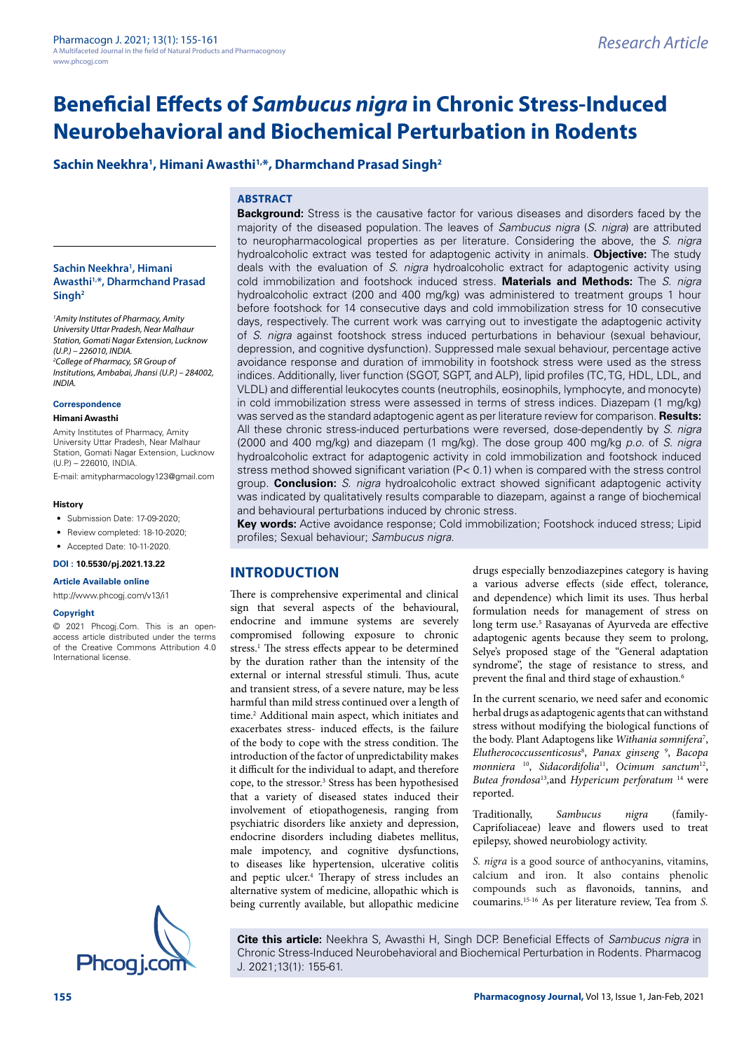# Beneficial Effects of *Sambucus nigra* in Chronic Stress-Induced Neurobehavioral and Biochemical Perturbation in Rodents

**Sachin Neekhra[1], Himani Awasthi[1,*], Dharmchand Prasad Singh[2]**

**Sachin Neekhra[1], Himani Awasthi[1,*], Dharmchand Prasad Singh[2]**

*[1]Amity Institutes of Pharmacy, Amity University Uttar Pradesh, Near Malhaur Station, Gomati Nagar Extension, Lucknow (U.P.) – 226010, INDIA.*
*[2]College of Pharmacy, SR Group of Institutions, Ambabai, Jhansi (U.P.) – 284002, INDIA.*

**Correspondence**

**Himani Awasthi**

Amity Institutes of Pharmacy, Amity University Uttar Pradesh, Near Malhaur Station, Gomati Nagar Extension, Lucknow (U.P.) – 226010, INDIA.

E-mail: amitypharmacology123@gmail.com

**History**

- Submission Date: 17-09-2020;
- Review completed: 18-10-2020;
- Accepted Date: 10-11-2020.

**DOI : 10.5530/pj.2021.13.22**

**Article Available online**

http://www.phcogj.com/v13/i1

**Copyright**

© 2021 Phcogj.Com. This is an open-access article distributed under the terms of the Creative Commons Attribution 4.0 International license.

## ABSTRACT

**Background:** Stress is the causative factor for various diseases and disorders faced by the majority of the diseased population. The leaves of *Sambucus nigra* (*S. nigra*) are attributed to neuropharmacological properties as per literature. Considering the above, the *S. nigra* hydroalcoholic extract was tested for adaptogenic activity in animals. **Objective:** The study deals with the evaluation of *S. nigra* hydroalcoholic extract for adaptogenic activity using cold immobilization and footshock induced stress. **Materials and Methods:** The *S. nigra* hydroalcoholic extract (200 and 400 mg/kg) was administered to treatment groups 1 hour before footshock for 14 consecutive days and cold immobilization stress for 10 consecutive days, respectively. The current work was carrying out to investigate the adaptogenic activity of *S. nigra* against footshock stress induced perturbations in behaviour (sexual behaviour, depression, and cognitive dysfunction). Suppressed male sexual behaviour, percentage active avoidance response and duration of immobility in footshock stress were used as the stress indices. Additionally, liver function (SGOT, SGPT, and ALP), lipid profiles (TC, TG, HDL, LDL, and VLDL) and differential leukocytes counts (neutrophils, eosinophils, lymphocyte, and monocyte) in cold immobilization stress were assessed in terms of stress indices. Diazepam (1 mg/kg) was served as the standard adaptogenic agent as per literature review for comparison. **Results:** All these chronic stress-induced perturbations were reversed, dose-dependently by *S. nigra* (2000 and 400 mg/kg) and diazepam (1 mg/kg). The dose group 400 mg/kg *p.o.* of *S. nigra* hydroalcoholic extract for adaptogenic activity in cold immobilization and footshock induced stress method showed significant variation ($P < 0.1$) when is compared with the stress control group. **Conclusion:** *S. nigra* hydroalcoholic extract showed significant adaptogenic activity was indicated by qualitatively results comparable to diazepam, against a range of biochemical and behavioural perturbations induced by chronic stress.

**Key words:** Active avoidance response; Cold immobilization; Footshock induced stress; Lipid profiles; Sexual behaviour; *Sambucus nigra.*

## INTRODUCTION

There is comprehensive experimental and clinical sign that several aspects of the behavioural, endocrine and immune systems are severely compromised following exposure to chronic stress.[1] The stress effects appear to be determined by the duration rather than the intensity of the external or internal stressful stimuli. Thus, acute and transient stress, of a severe nature, may be less harmful than mild stress continued over a length of time.[2] Additional main aspect, which initiates and exacerbates stress- induced effects, is the failure of the body to cope with the stress condition. The introduction of the factor of unpredictability makes it difficult for the individual to adapt, and therefore cope, to the stressor.[3] Stress has been hypothesised that a variety of diseased states induced their involvement of etiopathogenesis, ranging from psychiatric disorders like anxiety and depression, endocrine disorders including diabetes mellitus, male impotency, and cognitive dysfunctions, to diseases like hypertension, ulcerative colitis and peptic ulcer.[4] Therapy of stress includes an alternative system of medicine, allopathic which is being currently available, but allopathic medicine drugs especially benzodiazepines category is having a various adverse effects (side effect, tolerance, and dependence) which limit its uses. Thus herbal formulation needs for management of stress on long term use.[5] Rasayanas of Ayurveda are effective adaptogenic agents because they seem to prolong, Selye's proposed stage of the "General adaptation syndrome", the stage of resistance to stress, and prevent the final and third stage of exhaustion.[6]

In the current scenario, we need safer and economic herbal drugs as adaptogenic agents that can withstand stress without modifying the biological functions of the body. Plant Adaptogens like *Withania somnifera*[7], *Eleutherococcussenticosus*[8], *Panax ginseng* [9], *Bacopa monniera* [10], *Sidacordifolia*[11], *Ocimum sanctum*[12], *Butea frondosa*[13], and *Hypericum perforatum* [14] were reported.

Traditionally, *Sambucus nigra* (family-Caprifoliaceae) leave and flowers used to treat epilepsy, showed neurobiology activity.

*S. nigra* is a good source of anthocyanins, vitamins, calcium and iron. It also contains phenolic compounds such as flavonoids, tannins, and coumarins.[15-16] As per literature review, Tea from *S.*

**Cite this article:** Neekhra S, Awasthi H, Singh DCP. Beneficial Effects of *Sambucus nigra* in Chronic Stress-Induced Neurobehavioral and Biochemical Perturbation in Rodents. Pharmacog J. 2021;13(1): 155-61.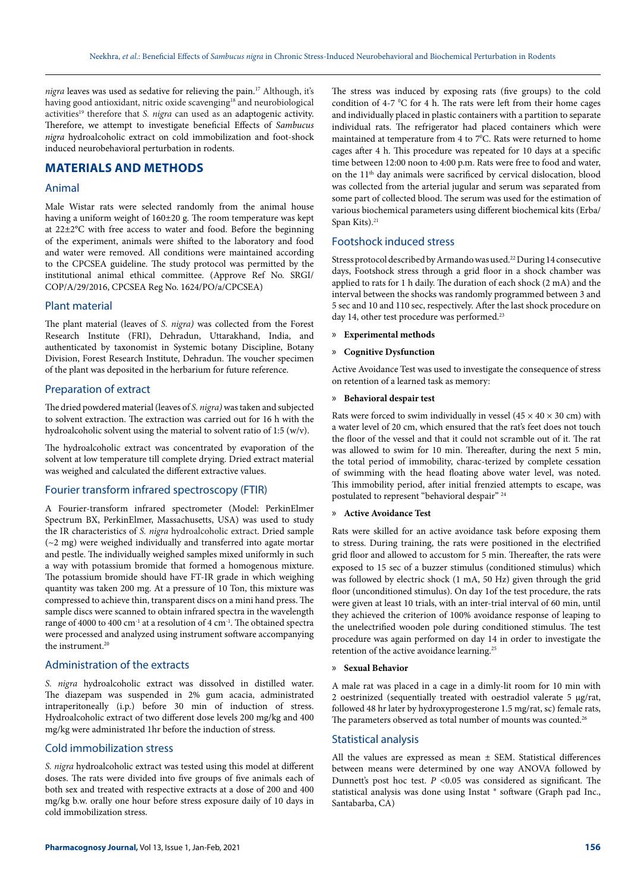*nigra* leaves was used as sedative for relieving the pain.[17] Although, it's having good antioxidant, nitric oxide scavenging[18] and neurobiological activities[19] therefore that *S. nigra* can used as an adaptogenic activity. Therefore, we attempt to investigate beneficial Effects of *Sambucus nigra* hydroalcoholic extract on cold immobilization and foot-shock induced neurobehavioral perturbation in rodents.

## MATERIALS AND METHODS

### Animal

Male Wistar rats were selected randomly from the animal house having a uniform weight of 160±20 g. The room temperature was kept at 22±2°C with free access to water and food. Before the beginning of the experiment, animals were shifted to the laboratory and food and water were removed. All conditions were maintained according to the CPCSEA guideline. The study protocol was permitted by the institutional animal ethical committee. (Approve Ref No. SRGI/COP/A/29/2016, CPCSEA Reg No. 1624/PO/a/CPCSEA)

### Plant material

The plant material (leaves of *S. nigra)* was collected from the Forest Research Institute (FRI), Dehradun, Uttarakhand, India, and authenticated by taxonomist in Systemic botany Discipline, Botany Division, Forest Research Institute, Dehradun. The voucher specimen of the plant was deposited in the herbarium for future reference.

### Preparation of extract

The dried powdered material (leaves of *S. nigra)* was taken and subjected to solvent extraction. The extraction was carried out for 16 h with the hydroalcoholic solvent using the material to solvent ratio of 1:5 (w/v).

The hydroalcoholic extract was concentrated by evaporation of the solvent at low temperature till complete drying. Dried extract material was weighed and calculated the different extractive values.

### Fourier transform infrared spectroscopy (FTIR)

A Fourier-transform infrared spectrometer (Model: PerkinElmer Spectrum BX, PerkinElmer, Massachusetts, USA) was used to study the IR characteristics of *S. nigra* hydroalcoholic extract. Dried sample (~2 mg) were weighed individually and transferred into agate mortar and pestle. The individually weighed samples mixed uniformly in such a way with potassium bromide that formed a homogenous mixture. The potassium bromide should have FT-IR grade in which weighing quantity was taken 200 mg. At a pressure of 10 Ton, this mixture was compressed to achieve thin, transparent discs on a mini hand press. The sample discs were scanned to obtain infrared spectra in the wavelength range of 4000 to 400 $cm^{-1}$ at a resolution of 4 $cm^{-1}$. The obtained spectra were processed and analyzed using instrument software accompanying the instrument.[20]

### Administration of the extracts

*S. nigra* hydroalcoholic extract was dissolved in distilled water. The diazepam was suspended in 2% gum acacia, administrated intraperitoneally (i.p.) before 30 min of induction of stress. Hydroalcoholic extract of two different dose levels 200 mg/kg and 400 mg/kg were administrated 1hr before the induction of stress.

### Cold immobilization stress

*S. nigra* hydroalcoholic extract was tested using this model at different doses. The rats were divided into five groups of five animals each of both sex and treated with respective extracts at a dose of 200 and 400 mg/kg b.w. orally one hour before stress exposure daily of 10 days in cold immobilization stress.

The stress was induced by exposing rats (five groups) to the cold condition of 4-7 $^0$C for 4 h. The rats were left from their home cages and individually placed in plastic containers with a partition to separate individual rats. The refrigerator had placed containers which were maintained at temperature from 4 to 7$^0$C. Rats were returned to home cages after 4 h. This procedure was repeated for 10 days at a specific time between 12:00 noon to 4:00 p.m. Rats were free to food and water, on the 11$^{th}$ day animals were sacrificed by cervical dislocation, blood was collected from the arterial jugular and serum was separated from some part of collected blood. The serum was used for the estimation of various biochemical parameters using different biochemical kits (Erba/Span Kits).[21]

### Footshock induced stress

Stress protocol described by Armando was used.[22] During 14 consecutive days, Footshock stress through a grid floor in a shock chamber was applied to rats for 1 h daily. The duration of each shock (2 mA) and the interval between the shocks was randomly programmed between 3 and 5 sec and 10 and 110 sec, respectively. After the last shock procedure on day 14, other test procedure was performed.[23]

- **Experimental methods**
- **Cognitive Dysfunction**

Active Avoidance Test was used to investigate the consequence of stress on retention of a learned task as memory:

- **Behavioral despair test**

Rats were forced to swim individually in vessel (45 × 40 × 30 cm) with a water level of 20 cm, which ensured that the rat's feet does not touch the floor of the vessel and that it could not scramble out of it. The rat was allowed to swim for 10 min. Thereafter, during the next 5 min, the total period of immobility, charac-terized by complete cessation of swimming with the head floating above water level, was noted. This immobility period, after initial frenzied attempts to escape, was postulated to represent "behavioral despair" [24]

- **Active Avoidance Test**

Rats were skilled for an active avoidance task before exposing them to stress. During training, the rats were positioned in the electrified grid floor and allowed to accustom for 5 min. Thereafter, the rats were exposed to 15 sec of a buzzer stimulus (conditioned stimulus) which was followed by electric shock (1 mA, 50 Hz) given through the grid floor (unconditioned stimulus). On day 1of the test procedure, the rats were given at least 10 trials, with an inter-trial interval of 60 min, until they achieved the criterion of 100% avoidance response of leaping to the unelectrified wooden pole during conditioned stimulus. The test procedure was again performed on day 14 in order to investigate the retention of the active avoidance learning.[25]

- **Sexual Behavior**

A male rat was placed in a cage in a dimly-lit room for 10 min with 2 oestrinized (sequentially treated with oestradiol valerate 5 μg/rat, followed 48 hr later by hydroxyprogesterone 1.5 mg/rat, sc) female rats, The parameters observed as total number of mounts was counted.[26]

### Statistical analysis

All the values are expressed as mean ± SEM. Statistical differences between means were determined by one way ANOVA followed by Dunnett's post hoc test. $P < 0.05$ was considered as significant. The statistical analysis was done using Instat ® software (Graph pad Inc., Santabarba, CA)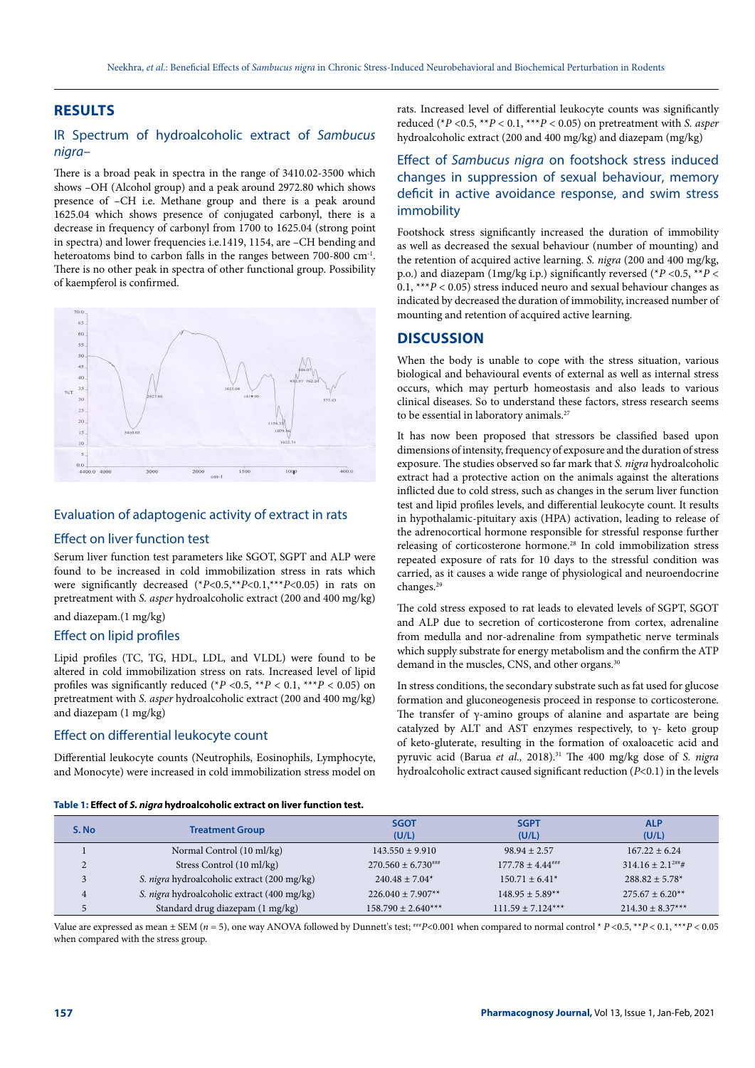## RESULTS

### IR Spectrum of hydroalcoholic extract of *Sambucus nigra*–

There is a broad peak in spectra in the range of 3410.02-3500 which shows –OH (Alcohol group) and a peak around 2972.80 which shows presence of –CH i.e. Methane group and there is a peak around 1625.04 which shows presence of conjugated carbonyl, there is a decrease in frequency of carbonyl from 1700 to 1625.04 (strong point in spectra) and lower frequencies i.e.1419, 1154, are –CH bending and heteroatoms bind to carbon falls in the ranges between 700-800 $cm^{-1}$. There is no other peak in spectra of other functional group. Possibility of kaempferol is confirmed.

### Evaluation of adaptogenic activity of extract in rats

### Effect on liver function test

Serum liver function test parameters like SGOT, SGPT and ALP were found to be increased in cold immobilization stress in rats which were significantly decreased (*$P$<0.5,**$P$<0.1,***$P$<0.05) in rats on pretreatment with *S. asper* hydroalcoholic extract (200 and 400 mg/kg) and diazepam.(1 mg/kg)

### Effect on lipid profiles

Lipid profiles (TC, TG, HDL, LDL, and VLDL) were found to be altered in cold immobilization stress on rats. Increased level of lipid profiles was significantly reduced (*$P$ <0.5, **$P$ < 0.1, ***$P$ < 0.05) on pretreatment with *S. asper* hydroalcoholic extract (200 and 400 mg/kg) and diazepam (1 mg/kg)

### Effect on differential leukocyte count

Differential leukocyte counts (Neutrophils, Eosinophils, Lymphocyte, and Monocyte) were increased in cold immobilization stress model on rats. Increased level of differential leukocyte counts was significantly reduced (*$P$ <0.5, **$P$ < 0.1, ***$P$ < 0.05) on pretreatment with *S. asper* hydroalcoholic extract (200 and 400 mg/kg) and diazepam (mg/kg)

### Effect of *Sambucus nigra* on footshock stress induced changes in suppression of sexual behaviour, memory deficit in active avoidance response, and swim stress immobility

Footshock stress significantly increased the duration of immobility as well as decreased the sexual behaviour (number of mounting) and the retention of acquired active learning. *S. nigra* (200 and 400 mg/kg, p.o.) and diazepam (1mg/kg i.p.) significantly reversed (*$P$ <0.5, **$P$ < 0.1, ***$P$ < 0.05) stress induced neuro and sexual behaviour changes as indicated by decreased the duration of immobility, increased number of mounting and retention of acquired active learning.

## DISCUSSION

When the body is unable to cope with the stress situation, various biological and behavioural events of external as well as internal stress occurs, which may perturb homeostasis and also leads to various clinical diseases. So to understand these factors, stress research seems to be essential in laboratory animals.[27]

It has now been proposed that stressors be classified based upon dimensions of intensity, frequency of exposure and the duration of stress exposure. The studies observed so far mark that *S. nigra* hydroalcoholic extract had a protective action on the animals against the alterations inflicted due to cold stress, such as changes in the serum liver function test and lipid profiles levels, and differential leukocyte count. It results in hypothalamic-pituitary axis (HPA) activation, leading to release of the adrenocortical hormone responsible for stressful response further releasing of corticosterone hormone.[28] In cold immobilization stress repeated exposure of rats for 10 days to the stressful condition was carried, as it causes a wide range of physiological and neuroendocrine changes.[29]

The cold stress exposed to rat leads to elevated levels of SGPT, SGOT and ALP due to secretion of corticosterone from cortex, adrenaline from medulla and nor-adrenaline from sympathetic nerve terminals which supply substrate for energy metabolism and the confirm the ATP demand in the muscles, CNS, and other organs.[30]

In stress conditions, the secondary substrate such as fat used for glucose formation and gluconeogenesis proceed in response to corticosterone. The transfer of γ-amino groups of alanine and aspartate are being catalyzed by ALT and AST enzymes respectively, to γ- keto group of keto-gluterate, resulting in the formation of oxaloacetic acid and pyruvic acid (Barua *et al.,* 2018).[31] The 400 mg/kg dose of *S. nigra* hydroalcoholic extract caused significant reduction ($P$<0.1) in the levels

**Table 1: Effect of *S. nigra* hydroalcoholic extract on liver function test.**

| S. No | Treatment Group | SGOT (U/L) | SGPT (U/L) | ALP (U/L) |
|---|---|---|---|---|
| 1 | Normal Control (10 ml/kg) | 143.550 ± 9.910 | 98.94 ± 2.57 | 167.22 ± 6.24 |
| 2 | Stress Control (10 ml/kg) | 270.560 ± 6.730### | 177.78 ± 4.44### | 314.16 ± 2.1### |
| 3 | *S. nigra* hydroalcoholic extract (200 mg/kg) | 240.48 ± 7.04* | 150.71 ± 6.41* | 288.82 ± 5.78* |
| 4 | *S. nigra* hydroalcoholic extract (400 mg/kg) | 226.040 ± 7.907** | 148.95 ± 5.89** | 275.67 ± 6.20** |
| 5 | Standard drug diazepam (1 mg/kg) | 158.790 ± 2.640*** | 111.59 ± 7.124*** | 214.30 ± 8.37*** |

Value are expressed as mean ± SEM ($n$ = 5), one way ANOVA followed by Dunnett's test; ###$P$<0.001 when compared to normal control * $P$ <0.5, **$P$ < 0.1, ***$P$ < 0.05 when compared with the stress group.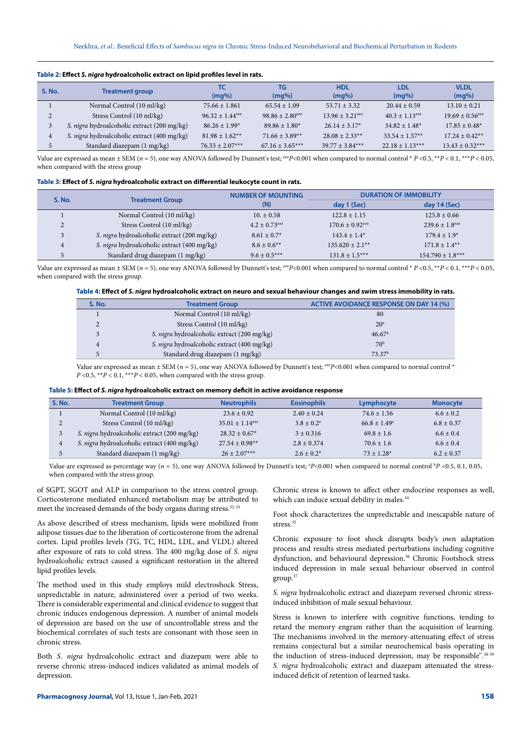**Table 2: Effect *S. nigra* hydroalcoholic extract on lipid profiles level in rats.**

| S. No. | Treatment group | TC (mg%) | TG (mg%) | HDL (mg%) | LDL (mg%) | VLDL (mg%) |
|---|---|---|---|---|---|---|
| 1 | Normal Control (10 ml/kg) | 75.66 ± 1.861 | 65.54 ± 1.09 | 53.71 ± 3.32 | 20.44 ± 0.59 | 13.10 ± 0.21 |
| 2 | Stress Control (10 ml/kg) | 96.32 ± 1.44### | 98.86 ± 2.80### | 13.96 ± 3.21### | 40.3 ± 1.13### | 19.69 ± 0.56### |
| 3 | *S. nigra* hydroalcoholic extract (200 mg/kg) | 86.26 ± 1.99* | 89.86 ± 1.80* | 26.14 ± 3.17* | 34.82 ± 1.48* | 17.85 ± 0.48* |
| 4 | *S. nigra* hydroalcoholic extract (400 mg/kg) | 81.98 ± 1.62** | 71.66 ± 3.89** | 28.08 ± 2.33** | 33.54 ± 1.57** | 17.24 ± 0.42** |
| 5 | Standard diazepam (1 mg/kg) | 76.33 ± 2.07*** | 67.16 ± 3.65*** | 39.77 ± 3.84*** | 22.18 ± 1.13*** | 13.43 ± 0.32*** |

Value are expressed as mean ± SEM ($n = 5$), one way ANOVA followed by Dunnett's test; ###$P<0.001$ when compared to normal control * $P <0.5$, **$P < 0.1$, ***$P < 0.05$, when compared with the stress group

**Table 3: Effect of *S. nigra* hydroalcoholic extract on differential leukocyte count in rats.**

| S. No. | Treatment Group | NUMBER OF MOUNTING (N) | DURATION OF IMMOBILITY | |
|---|---|---|---|---|
| | | | day 1 (Sec) | day 14 (Sec) |
| 1 | Normal Control (10 ml/kg) | 10. ± 0.58 | 122.8 ± 1.15 | 125.8 ± 0.66 |
| 2 | Stress Control (10 ml/kg) | 4.2 ± 0.73### | 170.6 ± 0.92### | 239.6 ± 1.8### |
| 3 | *S. nigra* hydroalcoholic extract (200 mg/kg) | 8.61 ± 0.7* | 143.4 ± 1.4* | 179.4 ± 1.9* |
| 4 | *S. nigra* hydroalcoholic extract (400 mg/kg) | 8.6 ± 0.6** | 135.620 ± 2.1** | 171.8 ± 1.4** |
| 5 | Standard drug diazepam (1 mg/kg) | 9.6 ± 0.5*** | 131.8 ± 1.5*** | 154.790 ± 1.8*** |

Value are expressed as mean ± SEM ($n = 5$), one way ANOVA followed by Dunnett's test; ###$P<0.001$ when compared to normal control * $P <0.5$, **$P < 0.1$, ***$P < 0.05$, when compared with the stress group.

**Table 4: Effect of *S. nigra* hydroalcoholic extract on neuro and sexual behaviour changes and swim stress immobility in rats.**

| S. No. | Treatment Group | ACTIVE AVOIDANCE RESPONSE ON DAY 14 (%) |
|---|---|---|
| 1 | Normal Control (10 ml/kg) | 80 |
| 2 | Stress Control (10 ml/kg) | 20[a] |
| 3 | *S. nigra* hydroalcoholic extract (200 mg/kg) | 46.67[b] |
| 4 | *S. nigra* hydroalcoholic extract (400 mg/kg) | 70[b] |
| 5 | Standard drug diazepam (1 mg/kg) | 73.37[b] |

Value are expressed as mean ± SEM ($n = 5$), one way ANOVA followed by Dunnett's test; ###$P<0.001$ when compared to normal control * $P <0.5$, **$P < 0.1$, ***$P < 0.05$, when compared with the stress group.

**Table 5: Effect of *S. nigra* hydroalcoholic extract on memory deficit in active avoidance response**

| S. No. | Treatment Group | Neutrophils | Eosinophils | Lymphocyte | Monocyte |
|---|---|---|---|---|---|
| 1 | Normal Control (10 ml/kg) | 23.6 ± 0.92 | 2.40 ± 0.24 | 74.6 ± 1.56 | 6.6 ± 0.2 |
| 2 | Stress Control (10 ml/kg) | 35.01 ± 1.14### | 3.8 ± 0.2# | 66.8 ± 1.49# | 6.8 ± 0.37 |
| 3 | *S. nigra* hydroalcoholic extract (200 mg/kg) | 28.32 ± 0.67* | 3 ± 0.316 | 69.8 ± 1.6 | 6.6 ± 0.4 |
| 4 | *S. nigra* hydroalcoholic extract (400 mg/kg) | 27.54 ± 0.98** | 2.8 ± 0.374 | 70.6 ± 1.6 | 6.6 ± 0.4 |
| 5 | Standard diazepam (1 mg/kg) | 26 ± 2.07*** | 2.6 ± 0.2* | 73 ± 1.28* | 6.2 ± 0.37 |

Value are expressed as percentage way ($n = 5$), one way ANOVA followed by Dunnett's test; [a]$P<0.001$ when compared to normal control [b]$P <0.5$, 0.1, 0.05, when compared with the stress group.

of SGPT, SGOT and ALP in comparison to the stress control group. Corticosterone mediated enhanced metabolism may be attributed to meet the increased demands of the body organs during stress.[32-33]

As above described of stress mechanism, lipids were mobilized from adipose tissues due to the liberation of corticosterone from the adrenal cortex. Lipid profiles levels (TG, TC, HDL, LDL, and VLDL) altered after exposure of rats to cold stress. The 400 mg/kg dose of *S. nigra* hydroalcoholic extract caused a significant restoration in the altered lipid profiles levels.

The method used in this study employs mild electroshock Stress, unpredictable in nature, administered over a period of two weeks. There is considerable experimental and clinical evidence to suggest that chronic induces endogenous depression. A number of animal models of depression are based on the use of uncontrollable stress and the biochemical correlates of such tests are consonant with those seen in chronic stress.

Both *S. nigra* hydroalcoholic extract and diazepam were able to reverse chronic stress-induced indices validated as animal models of depression.

Chronic stress is known to affect other endocrine responses as well, which can induce sexual debility in males.[34]

Foot shock characterizes the unpredictable and inescapable nature of stress.[35]

Chronic exposure to foot shock disrupts body's own adaptation process and results stress mediated perturbations including cognitive dysfunction, and behavioural depression.[36] Chronic Footshock stress induced depression in male sexual behaviour observed in control group.[37]

*S. nigra* hydroalcoholic extract and diazepam reversed chronic stress-induced inhibition of male sexual behaviour.

Stress is known to interfere with cognitive functions, tending to retard the memory engram rather than the acquisition of learning. The mechanisms involved in the memory-attenuating effect of stress remains conjectural but a similar neurochemical basis operating in the induction of stress-induced depression, may be responsible".[38-39] *S. nigra* hydroalcoholic extract and diazepam attenuated the stress-induced deficit of retention of learned tasks.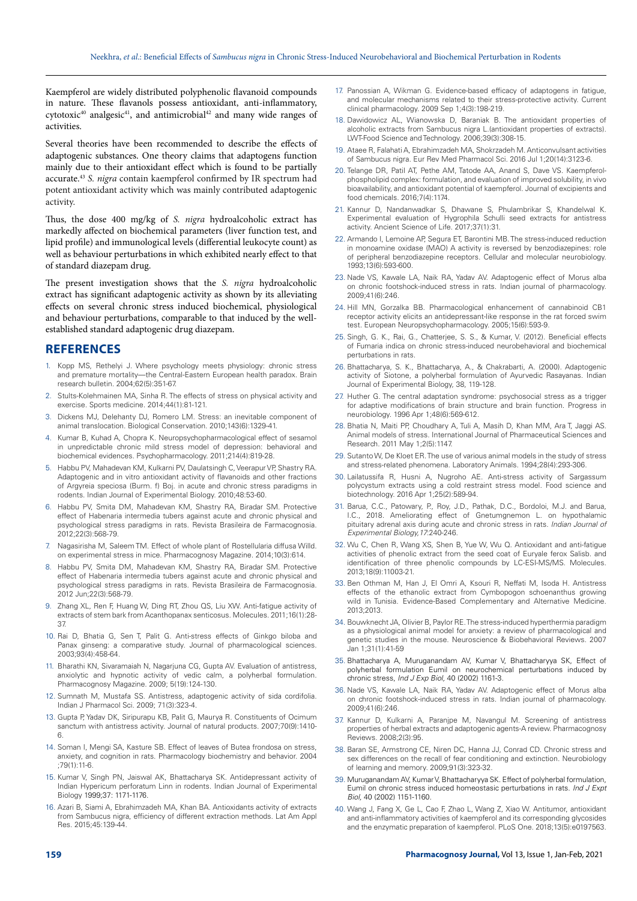Kaempferol are widely distributed polyphenolic flavanoid compounds in nature. These flavanols possess antioxidant, anti-inflammatory, cytotoxic[40] analgesic[41], and antimicrobial[42] and many wide ranges of activities.

Several theories have been recommended to describe the effects of adaptogenic substances. One theory claims that adaptogens function mainly due to their antioxidant effect which is found to be partially accurate.[43] *S. nigra* contain kaempferol confirmed by IR spectrum had potent antioxidant activity which was mainly contributed adaptogenic activity.

Thus, the dose 400 mg/kg of *S. nigra* hydroalcoholic extract has markedly affected on biochemical parameters (liver function test, and lipid profile) and immunological levels (differential leukocyte count) as well as behaviour perturbations in which exhibited nearly effect to that of standard diazepam drug.

The present investigation shows that the *S. nigra* hydroalcoholic extract has significant adaptogenic activity as shown by its alleviating effects on several chronic stress induced biochemical, physiological and behaviour perturbations, comparable to that induced by the well-established standard adaptogenic drug diazepam.

## REFERENCES

1. Kopp MS, Rethelyi J. Where psychology meets physiology: chronic stress and premature mortality—the Central-Eastern European health paradox. Brain research bulletin. 2004;62(5):351-67.
2. Stults-Kolehmainen MA, Sinha R. The effects of stress on physical activity and exercise. Sports medicine. 2014;44(1):81-121.
3. Dickens MJ, Delehanty DJ, Romero LM. Stress: an inevitable component of animal translocation. Biological Conservation. 2010;143(6):1329-41.
4. Kumar B, Kuhad A, Chopra K. Neuropsychopharmacological effect of sesamol in unpredictable chronic mild stress model of depression: behavioral and biochemical evidences. Psychopharmacology. 2011;214(4):819-28.
5. Habbu PV, Mahadevan KM, Kulkarni PV, Daulatsingh C, Veerapur VP, Shastry RA. Adaptogenic and in vitro antioxidant activity of flavanoids and other fractions of Argyreia speciosa (Burm. f) Boj. in acute and chronic stress paradigms in rodents. Indian Journal of Experimental Biology. 2010;48:53-60.
6. Habbu PV, Smita DM, Mahadevan KM, Shastry RA, Biradar SM. Protective effect of Habenaria intermedia tubers against acute and chronic physical and psychological stress paradigms in rats. Revista Brasileira de Farmacognosia. 2012;22(3):568-79.
7. Nagasirisha M, Saleem TM. Effect of whole plant of Rostellularia diffusa Willd. on experimental stress in mice. Pharmacognosy Magazine. 2014;10(3):614.
8. Habbu PV, Smita DM, Mahadevan KM, Shastry RA, Biradar SM. Protective effect of Habenaria intermedia tubers against acute and chronic physical and psychological stress paradigms in rats. Revista Brasileira de Farmacognosia. 2012 Jun;22(3):568-79.
9. Zhang XL, Ren F, Huang W, Ding RT, Zhou QS, Liu XW. Anti-fatigue activity of extracts of stem bark from Acanthopanax senticosus. Molecules. 2011;16(1):28-37.
10. Rai D, Bhatia G, Sen T, Palit G. Anti-stress effects of Ginkgo biloba and Panax ginseng: a comparative study. Journal of pharmacological sciences. 2003;93(4):458-64.
11. Bharathi KN, Sivaramaiah N, Nagarjuna CG, Gupta AV. Evaluation of antistress, anxiolytic and hypnotic activity of vedic calm, a polyherbal formulation. Pharmacognosy Magazine. 2009; 5(19):124-130.
12. Sumnath M, Mustafa SS. Antistress, adaptogenic activity of sida cordifolia. Indian J Pharmacol Sci. 2009; 71(3):323-4.
13. Gupta P, Yadav DK, Siripurapu KB, Palit G, Maurya R. Constituents of Ocimum sanctum with antistress activity. Journal of natural products. 2007;70(9):1410-6.
14. Soman I, Mengi SA, Kasture SB. Effect of leaves of Butea frondosa on stress, anxiety, and cognition in rats. Pharmacology biochemistry and behavior. 2004 ;79(1):11-6.
15. Kumar V, Singh PN, Jaiswal AK, Bhattacharya SK. Antidepressant activity of Indian Hypericum perforatum Linn in rodents. Indian Journal of Experimental Biology 1999;37: 1171-1176.
16. Azari B, Siami A, Ebrahimzadeh MA, Khan BA. Antioxidants activity of extracts from Sambucus nigra, efficiency of different extraction methods. Lat Am Appl Res. 2015;45:139-44.
17. Panossian A, Wikman G. Evidence-based efficacy of adaptogens in fatigue, and molecular mechanisms related to their stress-protective activity. Current clinical pharmacology. 2009 Sep 1;4(3):198-219.
18. Dawidowicz AL, Wianowska D, Baraniak B. The antioxidant properties of alcoholic extracts from Sambucus nigra L.(antioxidant properties of extracts). LWT-Food Science and Technology. 2006;39(3):308-15.
19. Ataee R, Falahati A, Ebrahimzadeh MA, Shokrzadeh M. Anticonvulsant activities of Sambucus nigra. Eur Rev Med Pharmacol Sci. 2016 Jul 1;20(14):3123-6.
20. Telange DR, Patil AT, Pethe AM, Tatode AA, Anand S, Dave VS. Kaempferol-phospholipid complex: formulation, and evaluation of improved solubility, in vivo bioavailability, and antioxidant potential of kaempferol. Journal of excipients and food chemicals. 2016;7(4):1174.
21. Kannur D, Nandanwadkar S, Dhawane S, Phulambrikar S, Khandelwal K. Experimental evaluation of Hygrophila Schulli seed extracts for antistress activity. Ancient Science of Life. 2017;37(1):31.
22. Armando I, Lemoine AP, Segura ET, Barontini MB. The stress-induced reduction in monoamine oxidase (MAO) A activity is reversed by benzodiazepines: role of peripheral benzodiazepine receptors. Cellular and molecular neurobiology. 1993;13(6):593-600.
23. Nade VS, Kawale LA, Naik RA, Yadav AV. Adaptogenic effect of Morus alba on chronic footshock-induced stress in rats. Indian journal of pharmacology. 2009;41(6):246.
24. Hill MN, Gorzalka BB. Pharmacological enhancement of cannabinoid CB1 receptor activity elicits an antidepressant-like response in the rat forced swim test. European Neuropsychopharmacology. 2005;15(6):593-9.
25. Singh, G. K., Rai, G., Chatterjee, S. S., & Kumar, V. (2012). Beneficial effects of Fumaria indica on chronic stress-induced neurobehavioral and biochemical perturbations in rats.
26. Bhattacharya, S. K., Bhattacharya, A., & Chakrabarti, A. (2000). Adaptogenic activity of Siotone, a polyherbal formulation of Ayurvedic Rasayanas. Indian Journal of Experimental Biology, 38, 119-128.
27. Huther G. The central adaptation syndrome: psychosocial stress as a trigger for adaptive modifications of brain structure and brain function. Progress in neurobiology. 1996 Apr 1;48(6):569-612.
28. Bhatia N, Maiti PP, Choudhary A, Tuli A, Masih D, Khan MM, Ara T, Jaggi AS. Animal models of stress. International Journal of Pharmaceutical Sciences and Research. 2011 May 1;2(5):1147.
29. Sutanto W, De Kloet ER. The use of various animal models in the study of stress and stress-related phenomena. Laboratory Animals. 1994;28(4):293-306.
30. Lailatussifa R, Husni A, Nugroho AE. Anti-stress activity of Sargassum polycystum extracts using a cold restraint stress model. Food science and biotechnology. 2016 Apr 1;25(2):589-94.
31. Barua, C.C., Patowary, P., Roy, J.D., Pathak, D.C., Bordoloi, M.J. and Barua, I.C., 2018. Ameliorating effect of Gnetumgnemon L. on hypothalamic pituitary adrenal axis during acute and chronic stress in rats. *Indian Journal of Experimental Biology, 17*:240-246.
32. Wu C, Chen R, Wang XS, Shen B, Yue W, Wu Q. Antioxidant and anti-fatigue activities of phenolic extract from the seed coat of Euryale ferox Salisb. and identification of three phenolic compounds by LC-ESI-MS/MS. Molecules. 2013;18(9):11003-21.
33. Ben Othman M, Han J, El Omri A, Ksouri R, Neffati M, Isoda H. Antistress effects of the ethanolic extract from Cymbopogon schoenanthus growing wild in Tunisia. Evidence-Based Complementary and Alternative Medicine. 2013;2013.
34. Bouwknecht JA, Olivier B, Paylor RE. The stress-induced hyperthermia paradigm as a physiological animal model for anxiety: a review of pharmacological and genetic studies in the mouse. Neuroscience & Biobehavioral Reviews. 2007 Jan 1;31(1):41-59
35. Bhattacharya A, Muruganandam AV, Kumar V, Bhattacharyya SK, Effect of polyherbal formulation Eumil on neurochemical perturbations induced by chronic stress, *Ind J Exp Biol*, 40 (2002) 1161-3.
36. Nade VS, Kawale LA, Naik RA, Yadav AV. Adaptogenic effect of Morus alba on chronic footshock-induced stress in rats. Indian journal of pharmacology. 2009;41(6):246.
37. Kannur D, Kulkarni A, Paranjpe M, Navangul M. Screening of antistress properties of herbal extracts and adaptogenic agents-A review. Pharmacognosy Reviews. 2008;2(3):95.
38. Baran SE, Armstrong CE, Niren DC, Hanna JJ, Conrad CD. Chronic stress and sex differences on the recall of fear conditioning and extinction. Neurobiology of learning and memory. 2009;91(3):323-32.
39. Muruganandam AV, Kumar V, Bhattacharyya SK. Effect of polyherbal formulation, Eumil on chronic stress induced homeostasic perturbations in rats. *Ind J Expt Biol*, 40 (2002) 1151-1160.
40. Wang J, Fang X, Ge L, Cao F, Zhao L, Wang Z, Xiao W. Antitumor, antioxidant and anti-inflammatory activities of kaempferol and its corresponding glycosides and the enzymatic preparation of kaempferol. PLoS One. 2018;13(5):e0197563.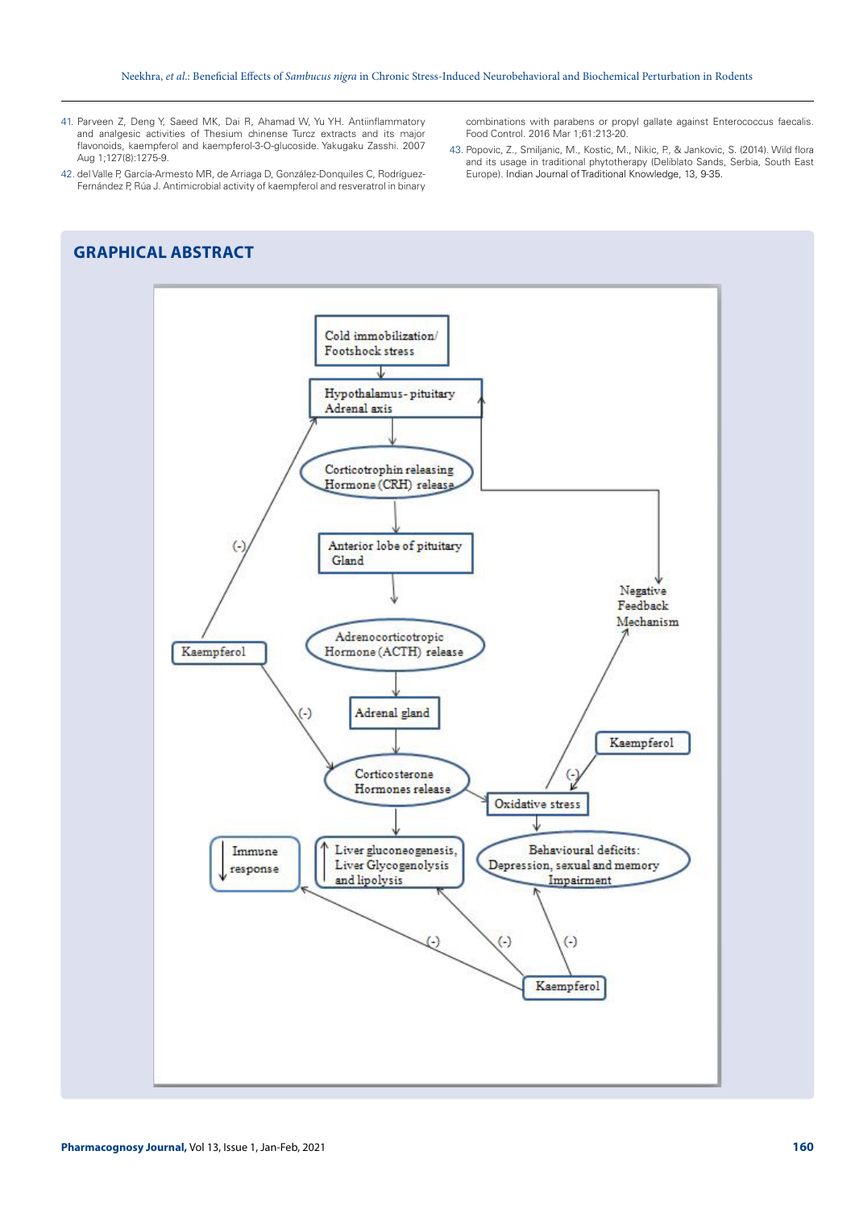41. Parveen Z, Deng Y, Saeed MK, Dai R, Ahamad W, Yu YH. Antiinflammatory and analgesic activities of Thesium chinense Turcz extracts and its major flavonoids, kaempferol and kaempferol-3-O-glucoside. Yakugaku Zasshi. 2007 Aug 1;127(8):1275-9.
42. del Valle P, García-Armesto MR, de Arriaga D, González-Donquiles C, Rodríguez-Fernández P, Rúa J. Antimicrobial activity of kaempferol and resveratrol in binary combinations with parabens or propyl gallate against Enterococcus faecalis. Food Control. 2016 Mar 1;61:213-20.
43. Popovic, Z., Smiljanic, M., Kostic, M., Nikic, P., & Jankovic, S. (2014). Wild flora and its usage in traditional phytotherapy (Deliblato Sands, Serbia, South East Europe). Indian Journal of Traditional Knowledge, 13, 9-35.

## GRAPHICAL ABSTRACT

Cold immobilization/ Footshock stress → Hypothalamus-pituitary Adrenal axis → Corticotrophin releasing Hormone (CRH) release → Anterior lobe of pituitary Gland → Adrenocorticotropic Hormone (ACTH) release → Adrenal gland → Corticosterone Hormones release → Oxidative stress → Behavioural deficits: Depression, sexual and memory Impairment

Corticosterone Hormones release → ↑ Liver gluconeogenesis, Liver Glycogenolysis and lipolysis

↓ Immune response

Oxidative stress → Negative Feedback Mechanism → Hypothalamus-pituitary Adrenal axis

Kaempferol (-) Hypothalamus-pituitary Adrenal axis; Kaempferol (-) Corticosterone Hormones release

Kaempferol (-) Oxidative stress

Kaempferol (-) Immune response; (-) Liver gluconeogenesis, Liver Glycogenolysis and lipolysis; (-) Behavioural deficits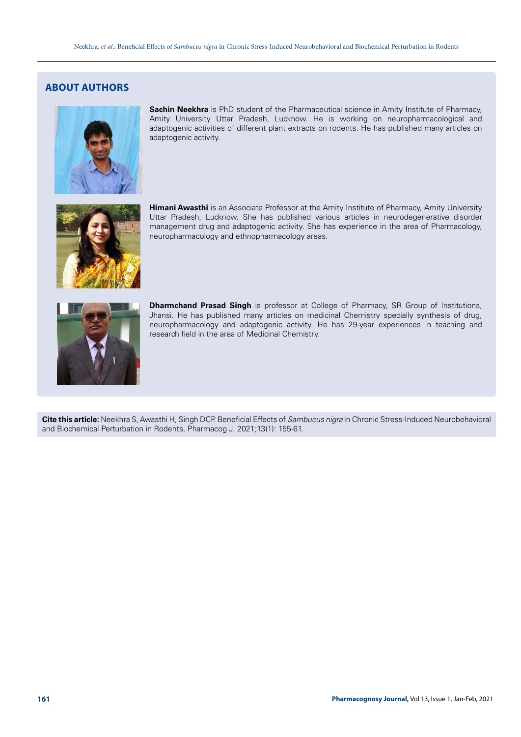## ABOUT AUTHORS

**Sachin Neekhra** is PhD student of the Pharmaceutical science in Amity Institute of Pharmacy, Amity University Uttar Pradesh, Lucknow. He is working on neuropharmacological and adaptogenic activities of different plant extracts on rodents. He has published many articles on adaptogenic activity.

**Himani Awasthi** is an Associate Professor at the Amity Institute of Pharmacy, Amity University Uttar Pradesh, Lucknow. She has published various articles in neurodegenerative disorder management drug and adaptogenic activity. She has experience in the area of Pharmacology, neuropharmacology and ethnopharmacology areas.

**Dharmchand Prasad Singh** is professor at College of Pharmacy, SR Group of Institutions, Jhansi. He has published many articles on medicinal Chemistry specially synthesis of drug, neuropharmacology and adaptogenic activity. He has 29-year experiences in teaching and research field in the area of Medicinal Chemistry.

**Cite this article:** Neekhra S, Awasthi H, Singh DCP. Beneficial Effects of *Sambucus nigra* in Chronic Stress-Induced Neurobehavioral and Biochemical Perturbation in Rodents. Pharmacog J. 2021;13(1): 155-61.